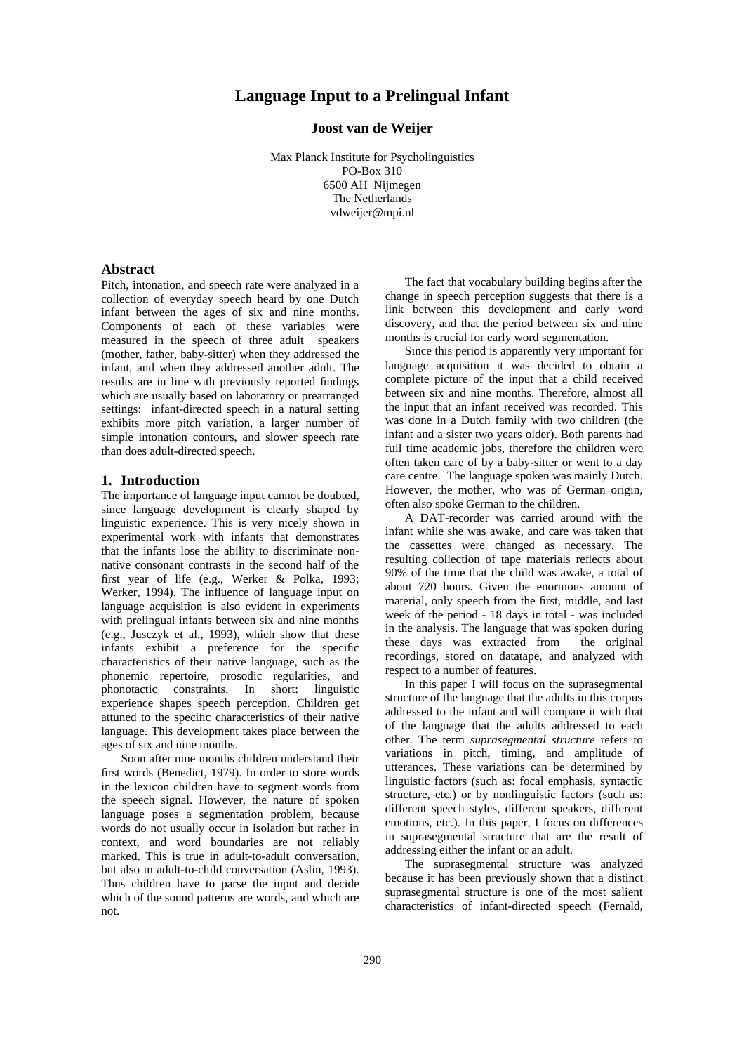# Language Input to a Prelingual Infant

**Joost van de Weijer**

Max Planck Institute for Psycholinguistics
PO-Box 310
6500 AH Nijmegen
The Netherlands
vdweijer@mpi.nl

## Abstract

Pitch, intonation, and speech rate were analyzed in a collection of everyday speech heard by one Dutch infant between the ages of six and nine months. Components of each of these variables were measured in the speech of three adult speakers (mother, father, baby-sitter) when they addressed the infant, and when they addressed another adult. The results are in line with previously reported findings which are usually based on laboratory or prearranged settings: infant-directed speech in a natural setting exhibits more pitch variation, a larger number of simple intonation contours, and slower speech rate than does adult-directed speech.

## 1. Introduction

The importance of language input cannot be doubted, since language development is clearly shaped by linguistic experience. This is very nicely shown in experimental work with infants that demonstrates that the infants lose the ability to discriminate non-native consonant contrasts in the second half of the first year of life (e.g., Werker & Polka, 1993; Werker, 1994). The influence of language input on language acquisition is also evident in experiments with prelingual infants between six and nine months (e.g., Jusczyk et al., 1993), which show that these infants exhibit a preference for the specific characteristics of their native language, such as the phonemic repertoire, prosodic regularities, and phonotactic constraints. In short: linguistic experience shapes speech perception. Children get attuned to the specific characteristics of their native language. This development takes place between the ages of six and nine months.

Soon after nine months children understand their first words (Benedict, 1979). In order to store words in the lexicon children have to segment words from the speech signal. However, the nature of spoken language poses a segmentation problem, because words do not usually occur in isolation but rather in context, and word boundaries are not reliably marked. This is true in adult-to-adult conversation, but also in adult-to-child conversation (Aslin, 1993). Thus children have to parse the input and decide which of the sound patterns are words, and which are not.

The fact that vocabulary building begins after the change in speech perception suggests that there is a link between this development and early word discovery, and that the period between six and nine months is crucial for early word segmentation.

Since this period is apparently very important for language acquisition it was decided to obtain a complete picture of the input that a child received between six and nine months. Therefore, almost all the input that an infant received was recorded. This was done in a Dutch family with two children (the infant and a sister two years older). Both parents had full time academic jobs, therefore the children were often taken care of by a baby-sitter or went to a day care centre. The language spoken was mainly Dutch. However, the mother, who was of German origin, often also spoke German to the children.

A DAT-recorder was carried around with the infant while she was awake, and care was taken that the cassettes were changed as necessary. The resulting collection of tape materials reflects about 90% of the time that the child was awake, a total of about 720 hours. Given the enormous amount of material, only speech from the first, middle, and last week of the period - 18 days in total - was included in the analysis. The language that was spoken during these days was extracted from the original recordings, stored on datatape, and analyzed with respect to a number of features.

In this paper I will focus on the suprasegmental structure of the language that the adults in this corpus addressed to the infant and will compare it with that of the language that the adults addressed to each other. The term *suprasegmental structure* refers to variations in pitch, timing, and amplitude of utterances. These variations can be determined by linguistic factors (such as: focal emphasis, syntactic structure, etc.) or by nonlinguistic factors (such as: different speech styles, different speakers, different emotions, etc.). In this paper, I focus on differences in suprasegmental structure that are the result of addressing either the infant or an adult.

The suprasegmental structure was analyzed because it has been previously shown that a distinct suprasegmental structure is one of the most salient characteristics of infant-directed speech (Fernald,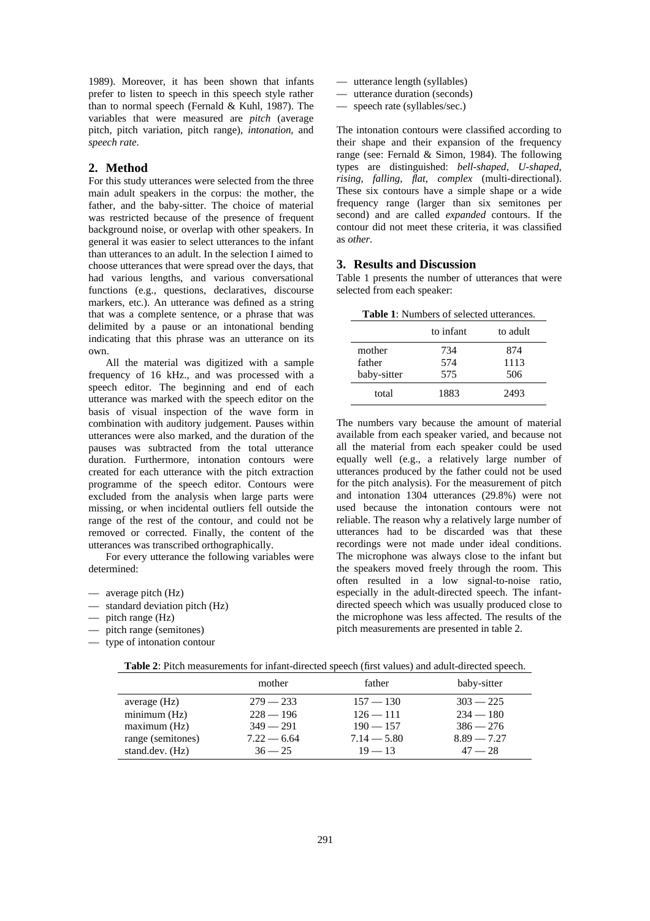1989). Moreover, it has been shown that infants prefer to listen to speech in this speech style rather than to normal speech (Fernald & Kuhl, 1987). The variables that were measured are *pitch* (average pitch, pitch variation, pitch range), *intonation*, and *speech rate*.

## 2. Method

For this study utterances were selected from the three main adult speakers in the corpus: the mother, the father, and the baby-sitter. The choice of material was restricted because of the presence of frequent background noise, or overlap with other speakers. In general it was easier to select utterances to the infant than utterances to an adult. In the selection I aimed to choose utterances that were spread over the days, that had various lengths, and various conversational functions (e.g., questions, declaratives, discourse markers, etc.). An utterance was defined as a string that was a complete sentence, or a phrase that was delimited by a pause or an intonational bending indicating that this phrase was an utterance on its own.

All the material was digitized with a sample frequency of 16 kHz., and was processed with a speech editor. The beginning and end of each utterance was marked with the speech editor on the basis of visual inspection of the wave form in combination with auditory judgement. Pauses within utterances were also marked, and the duration of the pauses was subtracted from the total utterance duration. Furthermore, intonation contours were created for each utterance with the pitch extraction programme of the speech editor. Contours were excluded from the analysis when large parts were missing, or when incidental outliers fell outside the range of the rest of the contour, and could not be removed or corrected. Finally, the content of the utterances was transcribed orthographically.

For every utterance the following variables were determined:

— average pitch (Hz)
— standard deviation pitch (Hz)
— pitch range (Hz)
— pitch range (semitones)
— type of intonation contour
— utterance length (syllables)
— utterance duration (seconds)
— speech rate (syllables/sec.)

The intonation contours were classified according to their shape and their expansion of the frequency range (see: Fernald & Simon, 1984). The following types are distinguished: *bell-shaped*, *U-shaped*, *rising*, *falling*, *flat*, *complex* (multi-directional). These six contours have a simple shape or a wide frequency range (larger than six semitones per second) and are called *expanded* contours. If the contour did not meet these criteria, it was classified as *other*.

## 3. Results and Discussion

Table 1 presents the number of utterances that were selected from each speaker:

**Table 1**: Numbers of selected utterances.

| | to infant | to adult |
|---|---|---|
| mother | 734 | 874 |
| father | 574 | 1113 |
| baby-sitter | 575 | 506 |
| total | 1883 | 2493 |

The numbers vary because the amount of material available from each speaker varied, and because not all the material from each speaker could be used equally well (e.g., a relatively large number of utterances produced by the father could not be used for the pitch analysis). For the measurement of pitch and intonation 1304 utterances (29.8%) were not used because the intonation contours were not reliable. The reason why a relatively large number of utterances had to be discarded was that these recordings were not made under ideal conditions. The microphone was always close to the infant but the speakers moved freely through the room. This often resulted in a low signal-to-noise ratio, especially in the adult-directed speech. The infant-directed speech which was usually produced close to the microphone was less affected. The results of the pitch measurements are presented in table 2.

**Table 2**: Pitch measurements for infant-directed speech (first values) and adult-directed speech.

| | mother | father | baby-sitter |
|---|---|---|---|
| average (Hz) | 279 — 233 | 157 — 130 | 303 — 225 |
| minimum (Hz) | 228 — 196 | 126 — 111 | 234 — 180 |
| maximum (Hz) | 349 — 291 | 190 — 157 | 386 — 276 |
| range (semitones) | 7.22 — 6.64 | 7.14 — 5.80 | 8.89 — 7.27 |
| stand.dev. (Hz) | 36 — 25 | 19 — 13 | 47 — 28 |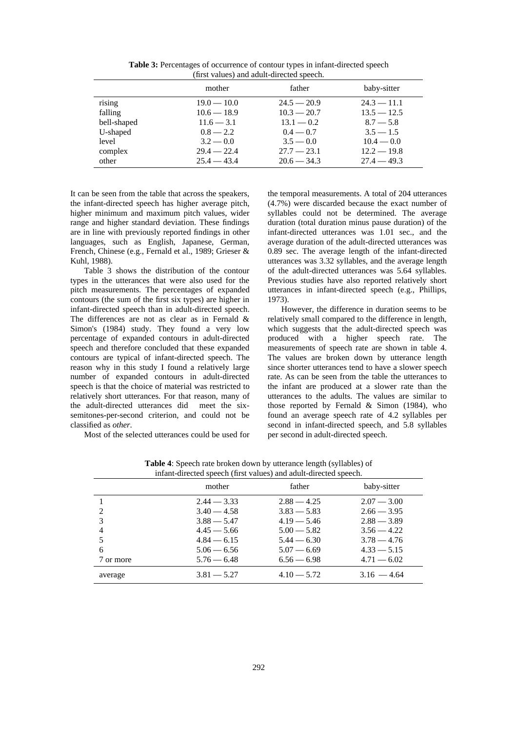**Table 3:** Percentages of occurrence of contour types in infant-directed speech (first values) and adult-directed speech.

| | mother | father | baby-sitter |
|---|---|---|---|
| rising | 19.0 — 10.0 | 24.5 — 20.9 | 24.3 — 11.1 |
| falling | 10.6 — 18.9 | 10.3 — 20.7 | 13.5 — 12.5 |
| bell-shaped | 11.6 — 3.1 | 13.1 — 0.2 | 8.7 — 5.8 |
| U-shaped | 0.8 — 2.2 | 0.4 — 0.7 | 3.5 — 1.5 |
| level | 3.2 — 0.0 | 3.5 — 0.0 | 10.4 — 0.0 |
| complex | 29.4 — 22.4 | 27.7 — 23.1 | 12.2 — 19.8 |
| other | 25.4 — 43.4 | 20.6 — 34.3 | 27.4 — 49.3 |

It can be seen from the table that across the speakers, the infant-directed speech has higher average pitch, higher minimum and maximum pitch values, wider range and higher standard deviation. These findings are in line with previously reported findings in other languages, such as English, Japanese, German, French, Chinese (e.g., Fernald et al., 1989; Grieser & Kuhl, 1988).

Table 3 shows the distribution of the contour types in the utterances that were also used for the pitch measurements. The percentages of expanded contours (the sum of the first six types) are higher in infant-directed speech than in adult-directed speech. The differences are not as clear as in Fernald & Simon's (1984) study. They found a very low percentage of expanded contours in adult-directed speech and therefore concluded that these expanded contours are typical of infant-directed speech. The reason why in this study I found a relatively large number of expanded contours in adult-directed speech is that the choice of material was restricted to relatively short utterances. For that reason, many of the adult-directed utterances did meet the six-semitones-per-second criterion, and could not be classified as *other*.

Most of the selected utterances could be used for the temporal measurements. A total of 204 utterances (4.7%) were discarded because the exact number of syllables could not be determined. The average duration (total duration minus pause duration) of the infant-directed utterances was 1.01 sec., and the average duration of the adult-directed utterances was 0.89 sec. The average length of the infant-directed utterances was 3.32 syllables, and the average length of the adult-directed utterances was 5.64 syllables. Previous studies have also reported relatively short utterances in infant-directed speech (e.g., Phillips, 1973).

However, the difference in duration seems to be relatively small compared to the difference in length, which suggests that the adult-directed speech was produced with a higher speech rate. The measurements of speech rate are shown in table 4. The values are broken down by utterance length since shorter utterances tend to have a slower speech rate. As can be seen from the table the utterances to the infant are produced at a slower rate than the utterances to the adults. The values are similar to those reported by Fernald & Simon (1984), who found an average speech rate of 4.2 syllables per second in infant-directed speech, and 5.8 syllables per second in adult-directed speech.

**Table 4**: Speech rate broken down by utterance length (syllables) of infant-directed speech (first values) and adult-directed speech.

| | mother | father | baby-sitter |
|---|---|---|---|
| 1 | 2.44 — 3.33 | 2.88 — 4.25 | 2.07 — 3.00 |
| 2 | 3.40 — 4.58 | 3.83 — 5.83 | 2.66 — 3.95 |
| 3 | 3.88 — 5.47 | 4.19 — 5.46 | 2.88 — 3.89 |
| 4 | 4.45 — 5.66 | 5.00 — 5.82 | 3.56 — 4.22 |
| 5 | 4.84 — 6.15 | 5.44 — 6.30 | 3.78 — 4.76 |
| 6 | 5.06 — 6.56 | 5.07 — 6.69 | 4.33 — 5.15 |
| 7 or more | 5.76 — 6.48 | 6.56 — 6.98 | 4.71 — 6.02 |
| average | 3.81 — 5.27 | 4.10 — 5.72 | 3.16 — 4.64 |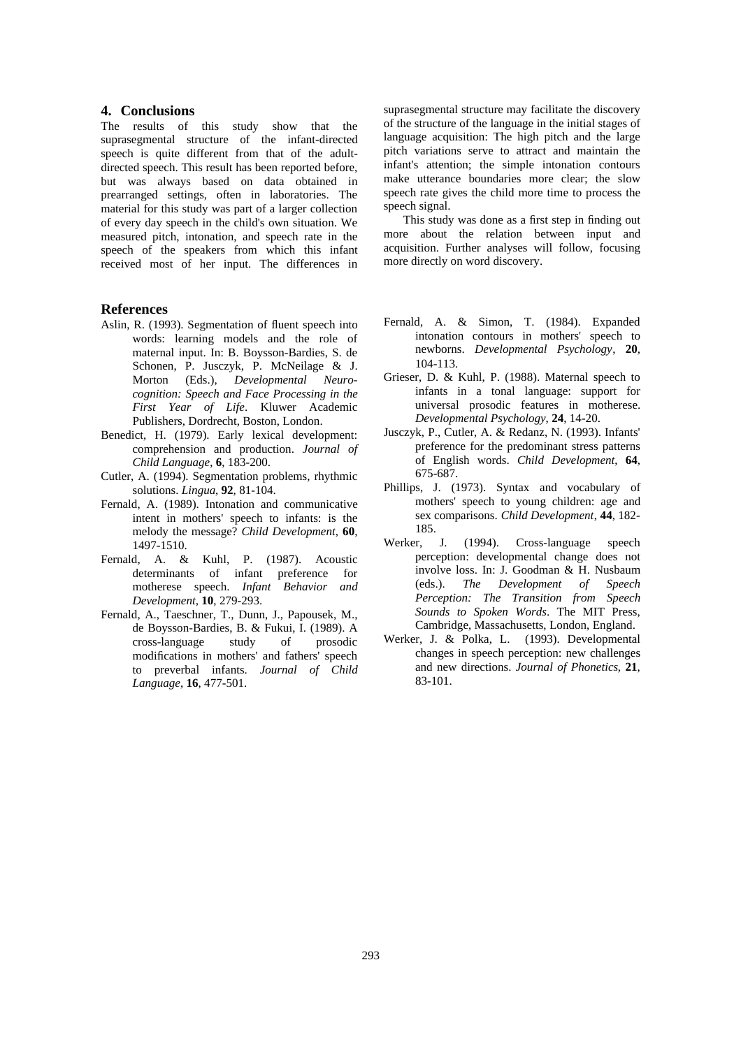## 4. Conclusions

The results of this study show that the suprasegmental structure of the infant-directed speech is quite different from that of the adult-directed speech. This result has been reported before, but was always based on data obtained in prearranged settings, often in laboratories. The material for this study was part of a larger collection of every day speech in the child's own situation. We measured pitch, intonation, and speech rate in the speech of the speakers from which this infant received most of her input. The differences in suprasegmental structure may facilitate the discovery of the structure of the language in the initial stages of language acquisition: The high pitch and the large pitch variations serve to attract and maintain the infant's attention; the simple intonation contours make utterance boundaries more clear; the slow speech rate gives the child more time to process the speech signal.

This study was done as a first step in finding out more about the relation between input and acquisition. Further analyses will follow, focusing more directly on word discovery.

## References

Aslin, R. (1993). Segmentation of fluent speech into words: learning models and the role of maternal input. In: B. Boysson-Bardies, S. de Schonen, P. Jusczyk, P. McNeilage & J. Morton (Eds.), *Developmental Neuro-cognition: Speech and Face Processing in the First Year of Life*. Kluwer Academic Publishers, Dordrecht, Boston, London.

Benedict, H. (1979). Early lexical development: comprehension and production. *Journal of Child Language*, **6**, 183-200.

Cutler, A. (1994). Segmentation problems, rhythmic solutions. *Lingua*, **92**, 81-104.

Fernald, A. (1989). Intonation and communicative intent in mothers' speech to infants: is the melody the message? *Child Development*, **60**, 1497-1510.

Fernald, A. & Kuhl, P. (1987). Acoustic determinants of infant preference for motherese speech. *Infant Behavior and Development*, **10**, 279-293.

Fernald, A., Taeschner, T., Dunn, J., Papousek, M., de Boysson-Bardies, B. & Fukui, I. (1989). A cross-language study of prosodic modifications in mothers' and fathers' speech to preverbal infants. *Journal of Child Language*, **16**, 477-501.

Fernald, A. & Simon, T. (1984). Expanded intonation contours in mothers' speech to newborns. *Developmental Psychology*, **20**, 104-113.

Grieser, D. & Kuhl, P. (1988). Maternal speech to infants in a tonal language: support for universal prosodic features in motherese. *Developmental Psychology*, **24**, 14-20.

Jusczyk, P., Cutler, A. & Redanz, N. (1993). Infants' preference for the predominant stress patterns of English words. *Child Development*, **64**, 675-687.

Phillips, J. (1973). Syntax and vocabulary of mothers' speech to young children: age and sex comparisons. *Child Development*, **44**, 182-185.

Werker, J. (1994). Cross-language speech perception: developmental change does not involve loss. In: J. Goodman & H. Nusbaum (eds.). *The Development of Speech Perception: The Transition from Speech Sounds to Spoken Words*. The MIT Press, Cambridge, Massachusetts, London, England.

Werker, J. & Polka, L. (1993). Developmental changes in speech perception: new challenges and new directions. *Journal of Phonetics*, **21**, 83-101.